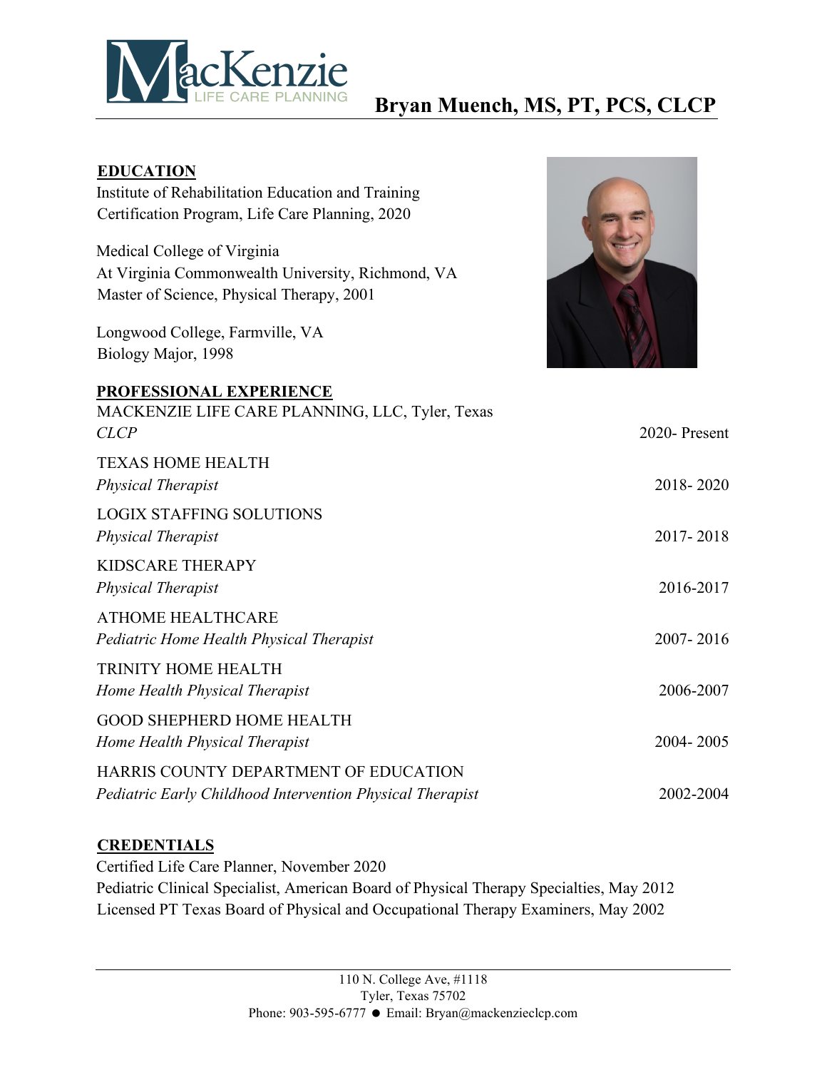# Bryan Muench, MS, PT, PCS, CLCP

## EDUCATION

Institute of Rehabilitation Education and Training
Certification Program, Life Care Planning, 2020

Medical College of Virginia
At Virginia Commonwealth University, Richmond, VA
Master of Science, Physical Therapy, 2001

Longwood College, Farmville, VA
Biology Major, 1998

## PROFESSIONAL EXPERIENCE

MACKENZIE LIFE CARE PLANNING, LLC, Tyler, Texas
*CLCP* — 2020- Present

TEXAS HOME HEALTH
*Physical Therapist* — 2018- 2020

LOGIX STAFFING SOLUTIONS
*Physical Therapist* — 2017- 2018

KIDSCARE THERAPY
*Physical Therapist* — 2016-2017

ATHOME HEALTHCARE
*Pediatric Home Health Physical Therapist* — 2007- 2016

TRINITY HOME HEALTH
*Home Health Physical Therapist* — 2006-2007

GOOD SHEPHERD HOME HEALTH
*Home Health Physical Therapist* — 2004- 2005

HARRIS COUNTY DEPARTMENT OF EDUCATION
*Pediatric Early Childhood Intervention Physical Therapist* — 2002-2004

## CREDENTIALS

Certified Life Care Planner, November 2020
Pediatric Clinical Specialist, American Board of Physical Therapy Specialties, May 2012
Licensed PT Texas Board of Physical and Occupational Therapy Examiners, May 2002

110 N. College Ave, #1118
Tyler, Texas 75702
Phone: 903-595-6777 ● Email: Bryan@mackenzieclcp.com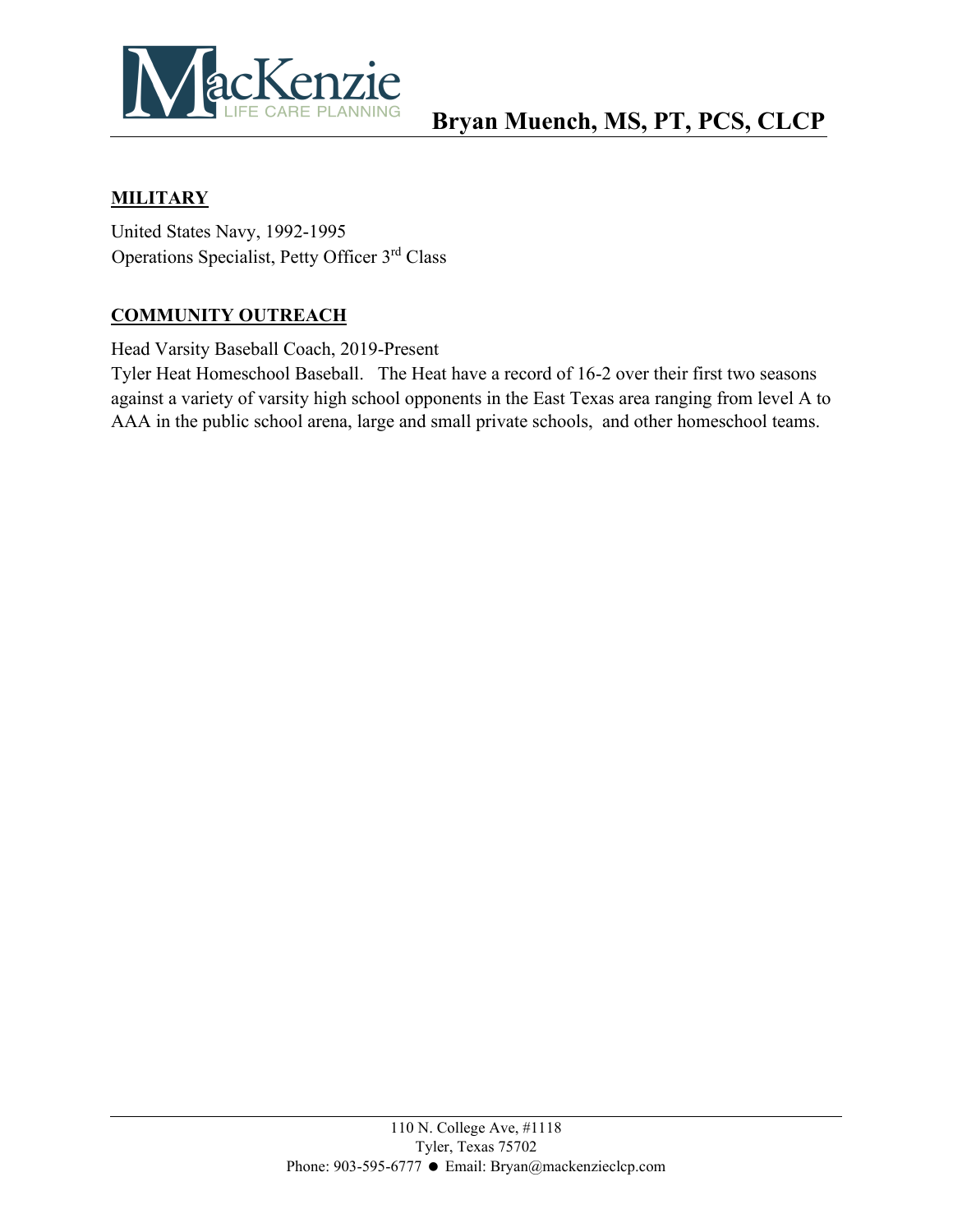## MILITARY

United States Navy, 1992-1995
Operations Specialist, Petty Officer 3rd Class

## COMMUNITY OUTREACH

Head Varsity Baseball Coach, 2019-Present
Tyler Heat Homeschool Baseball. The Heat have a record of 16-2 over their first two seasons against a variety of varsity high school opponents in the East Texas area ranging from level A to AAA in the public school arena, large and small private schools, and other homeschool teams.